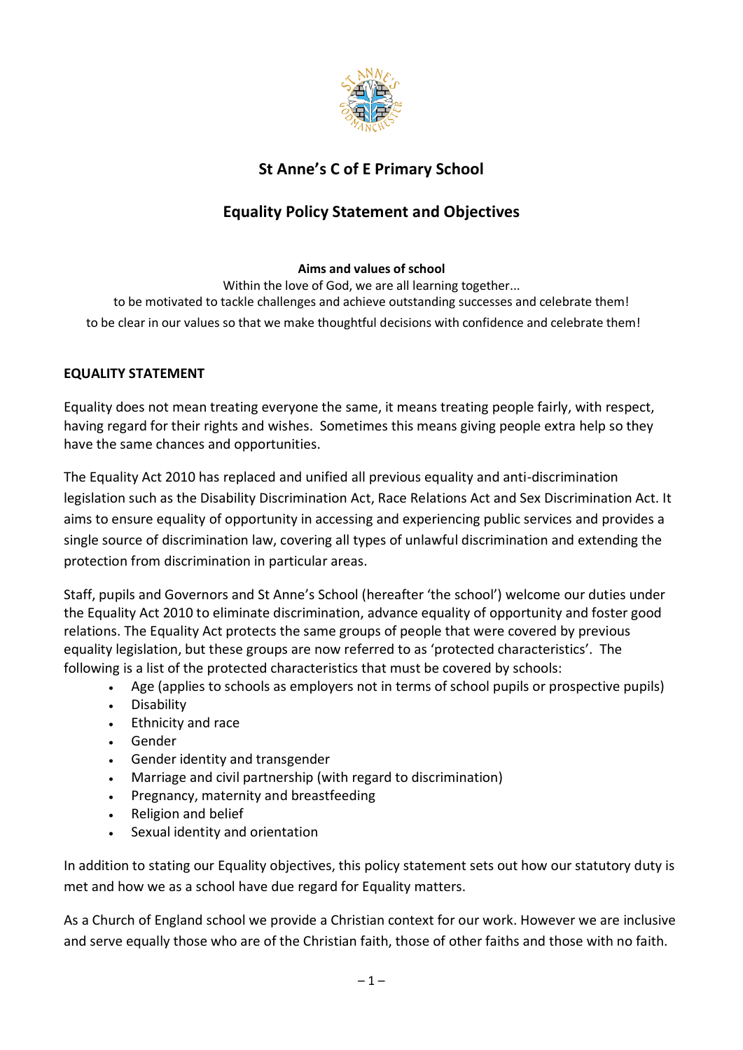# St Anne's C of E Primary School

## Equality Policy Statement and Objectives

**Aims and values of school**

Within the love of God, we are all learning together...

to be motivated to tackle challenges and achieve outstanding successes and celebrate them!

to be clear in our values so that we make thoughtful decisions with confidence and celebrate them!

**EQUALITY STATEMENT**

Equality does not mean treating everyone the same, it means treating people fairly, with respect, having regard for their rights and wishes. Sometimes this means giving people extra help so they have the same chances and opportunities.

The Equality Act 2010 has replaced and unified all previous equality and anti-discrimination legislation such as the Disability Discrimination Act, Race Relations Act and Sex Discrimination Act. It aims to ensure equality of opportunity in accessing and experiencing public services and provides a single source of discrimination law, covering all types of unlawful discrimination and extending the protection from discrimination in particular areas.

Staff, pupils and Governors and St Anne's School (hereafter 'the school') welcome our duties under the Equality Act 2010 to eliminate discrimination, advance equality of opportunity and foster good relations. The Equality Act protects the same groups of people that were covered by previous equality legislation, but these groups are now referred to as 'protected characteristics'. The following is a list of the protected characteristics that must be covered by schools:

- Age (applies to schools as employers not in terms of school pupils or prospective pupils)
- Disability
- Ethnicity and race
- Gender
- Gender identity and transgender
- Marriage and civil partnership (with regard to discrimination)
- Pregnancy, maternity and breastfeeding
- Religion and belief
- Sexual identity and orientation

In addition to stating our Equality objectives, this policy statement sets out how our statutory duty is met and how we as a school have due regard for Equality matters.

As a Church of England school we provide a Christian context for our work. However we are inclusive and serve equally those who are of the Christian faith, those of other faiths and those with no faith.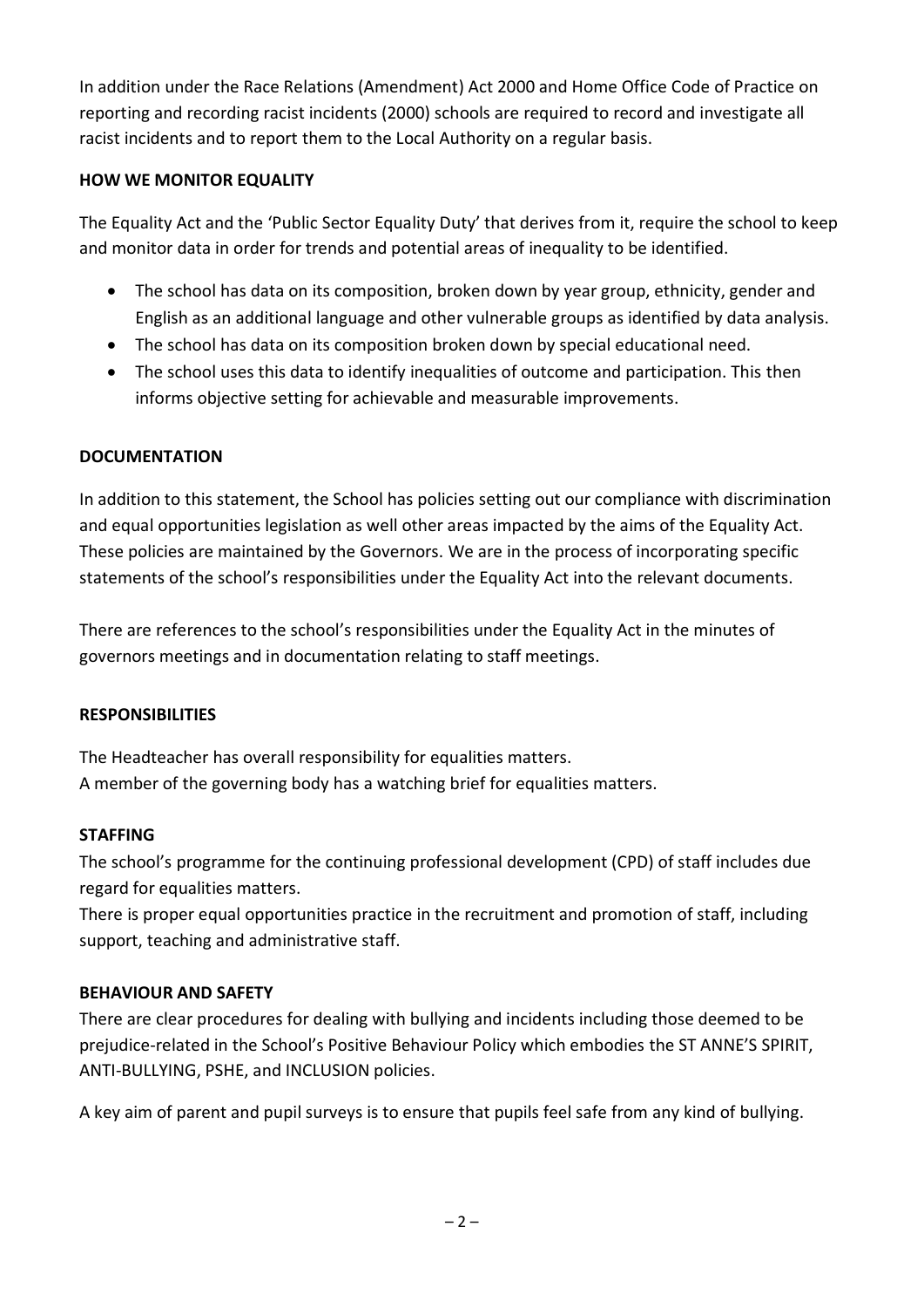In addition under the Race Relations (Amendment) Act 2000 and Home Office Code of Practice on reporting and recording racist incidents (2000) schools are required to record and investigate all racist incidents and to report them to the Local Authority on a regular basis.

## HOW WE MONITOR EQUALITY

The Equality Act and the 'Public Sector Equality Duty' that derives from it, require the school to keep and monitor data in order for trends and potential areas of inequality to be identified.

- The school has data on its composition, broken down by year group, ethnicity, gender and English as an additional language and other vulnerable groups as identified by data analysis.
- The school has data on its composition broken down by special educational need.
- The school uses this data to identify inequalities of outcome and participation. This then informs objective setting for achievable and measurable improvements.

## DOCUMENTATION

In addition to this statement, the School has policies setting out our compliance with discrimination and equal opportunities legislation as well other areas impacted by the aims of the Equality Act. These policies are maintained by the Governors. We are in the process of incorporating specific statements of the school's responsibilities under the Equality Act into the relevant documents.

There are references to the school's responsibilities under the Equality Act in the minutes of governors meetings and in documentation relating to staff meetings.

## RESPONSIBILITIES

The Headteacher has overall responsibility for equalities matters.
A member of the governing body has a watching brief for equalities matters.

## STAFFING

The school's programme for the continuing professional development (CPD) of staff includes due regard for equalities matters.
There is proper equal opportunities practice in the recruitment and promotion of staff, including support, teaching and administrative staff.

## BEHAVIOUR AND SAFETY

There are clear procedures for dealing with bullying and incidents including those deemed to be prejudice-related in the School's Positive Behaviour Policy which embodies the ST ANNE'S SPIRIT, ANTI-BULLYING, PSHE, and INCLUSION policies.

A key aim of parent and pupil surveys is to ensure that pupils feel safe from any kind of bullying.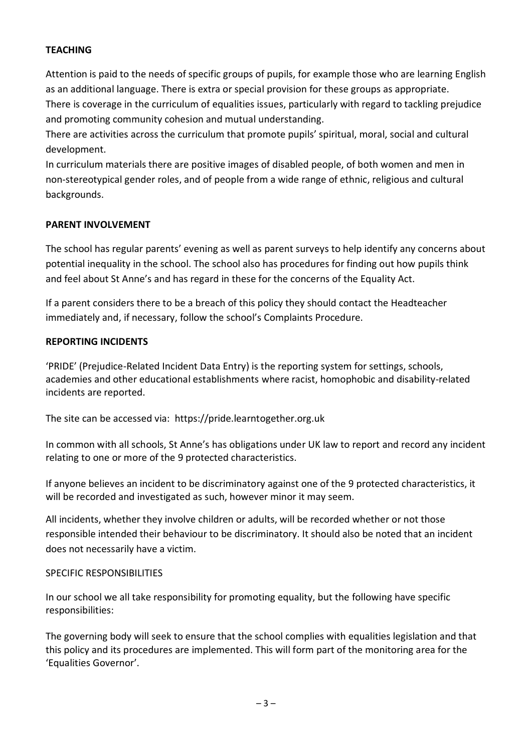**TEACHING**

Attention is paid to the needs of specific groups of pupils, for example those who are learning English as an additional language. There is extra or special provision for these groups as appropriate.
There is coverage in the curriculum of equalities issues, particularly with regard to tackling prejudice and promoting community cohesion and mutual understanding.
There are activities across the curriculum that promote pupils' spiritual, moral, social and cultural development.
In curriculum materials there are positive images of disabled people, of both women and men in non-stereotypical gender roles, and of people from a wide range of ethnic, religious and cultural backgrounds.

**PARENT INVOLVEMENT**

The school has regular parents' evening as well as parent surveys to help identify any concerns about potential inequality in the school. The school also has procedures for finding out how pupils think and feel about St Anne's and has regard in these for the concerns of the Equality Act.

If a parent considers there to be a breach of this policy they should contact the Headteacher immediately and, if necessary, follow the school's Complaints Procedure.

**REPORTING INCIDENTS**

'PRIDE' (Prejudice-Related Incident Data Entry) is the reporting system for settings, schools, academies and other educational establishments where racist, homophobic and disability-related incidents are reported.

The site can be accessed via: https://pride.learntogether.org.uk

In common with all schools, St Anne's has obligations under UK law to report and record any incident relating to one or more of the 9 protected characteristics.

If anyone believes an incident to be discriminatory against one of the 9 protected characteristics, it will be recorded and investigated as such, however minor it may seem.

All incidents, whether they involve children or adults, will be recorded whether or not those responsible intended their behaviour to be discriminatory. It should also be noted that an incident does not necessarily have a victim.

SPECIFIC RESPONSIBILITIES

In our school we all take responsibility for promoting equality, but the following have specific responsibilities:

The governing body will seek to ensure that the school complies with equalities legislation and that this policy and its procedures are implemented. This will form part of the monitoring area for the 'Equalities Governor'.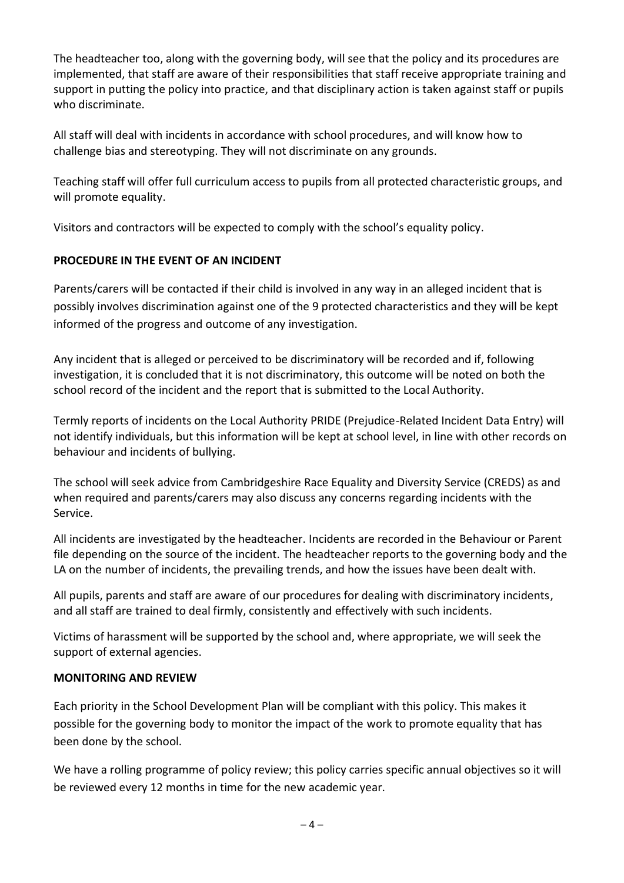The headteacher too, along with the governing body, will see that the policy and its procedures are implemented, that staff are aware of their responsibilities that staff receive appropriate training and support in putting the policy into practice, and that disciplinary action is taken against staff or pupils who discriminate.

All staff will deal with incidents in accordance with school procedures, and will know how to challenge bias and stereotyping. They will not discriminate on any grounds.

Teaching staff will offer full curriculum access to pupils from all protected characteristic groups, and will promote equality.

Visitors and contractors will be expected to comply with the school's equality policy.

**PROCEDURE IN THE EVENT OF AN INCIDENT**

Parents/carers will be contacted if their child is involved in any way in an alleged incident that is possibly involves discrimination against one of the 9 protected characteristics and they will be kept informed of the progress and outcome of any investigation.

Any incident that is alleged or perceived to be discriminatory will be recorded and if, following investigation, it is concluded that it is not discriminatory, this outcome will be noted on both the school record of the incident and the report that is submitted to the Local Authority.

Termly reports of incidents on the Local Authority PRIDE (Prejudice-Related Incident Data Entry) will not identify individuals, but this information will be kept at school level, in line with other records on behaviour and incidents of bullying.

The school will seek advice from Cambridgeshire Race Equality and Diversity Service (CREDS) as and when required and parents/carers may also discuss any concerns regarding incidents with the Service.

All incidents are investigated by the headteacher. Incidents are recorded in the Behaviour or Parent file depending on the source of the incident. The headteacher reports to the governing body and the LA on the number of incidents, the prevailing trends, and how the issues have been dealt with.

All pupils, parents and staff are aware of our procedures for dealing with discriminatory incidents, and all staff are trained to deal firmly, consistently and effectively with such incidents.

Victims of harassment will be supported by the school and, where appropriate, we will seek the support of external agencies.

**MONITORING AND REVIEW**

Each priority in the School Development Plan will be compliant with this policy. This makes it possible for the governing body to monitor the impact of the work to promote equality that has been done by the school.

We have a rolling programme of policy review; this policy carries specific annual objectives so it will be reviewed every 12 months in time for the new academic year.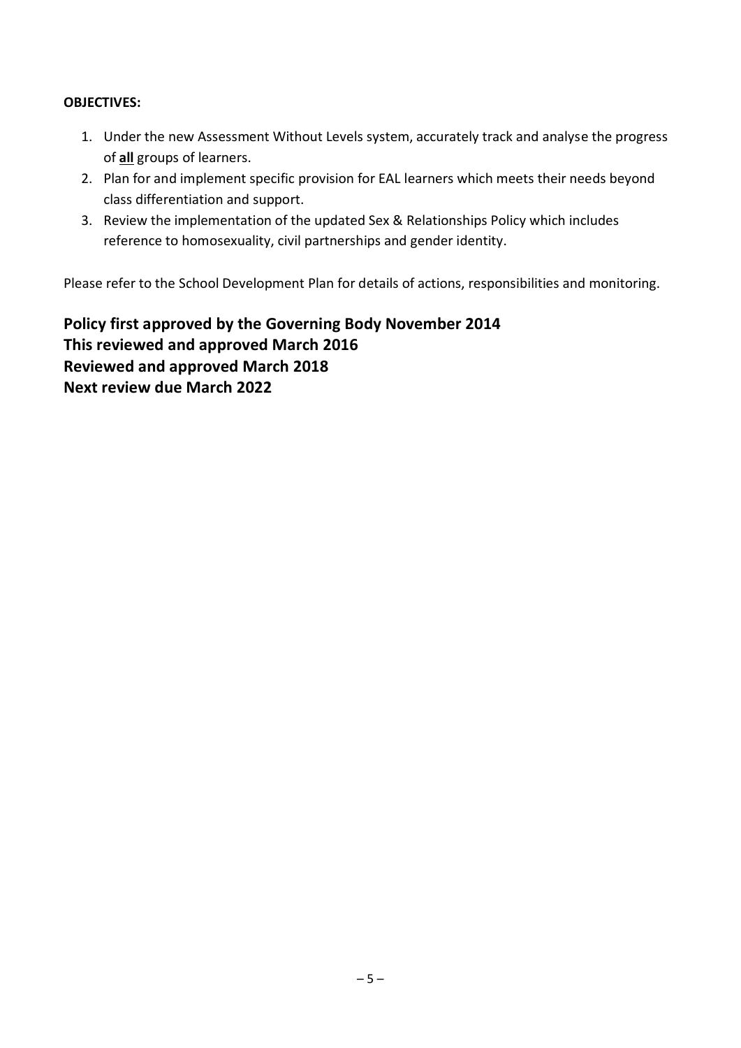**OBJECTIVES:**

1. Under the new Assessment Without Levels system, accurately track and analyse the progress of **all** groups of learners.
2. Plan for and implement specific provision for EAL learners which meets their needs beyond class differentiation and support.
3. Review the implementation of the updated Sex & Relationships Policy which includes reference to homosexuality, civil partnerships and gender identity.

Please refer to the School Development Plan for details of actions, responsibilities and monitoring.

**Policy first approved by the Governing Body November 2014**
**This reviewed and approved March 2016**
**Reviewed and approved March 2018**
**Next review due March 2022**